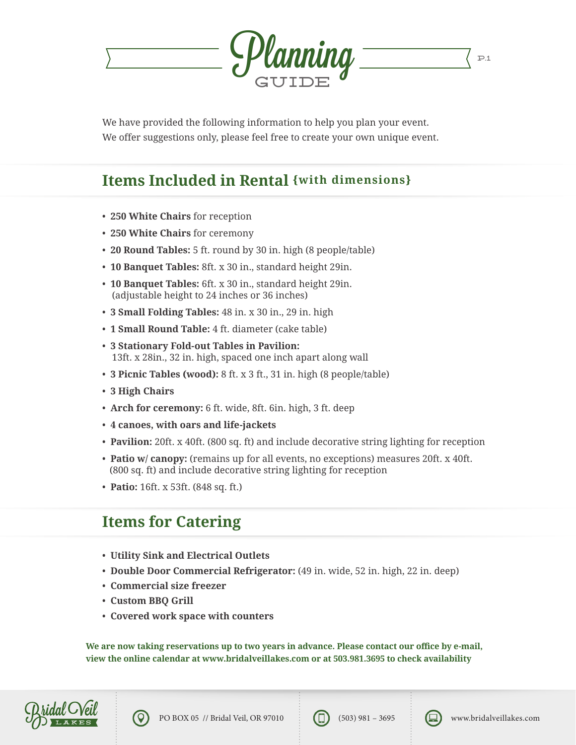# Planning GUIDE

We have provided the following information to help you plan your event.
We offer suggestions only, please feel free to create your own unique event.

## Items Included in Rental {with dimensions}

- **250 White Chairs** for reception
- **250 White Chairs** for ceremony
- **20 Round Tables:** 5 ft. round by 30 in. high (8 people/table)
- **10 Banquet Tables:** 8ft. x 30 in., standard height 29in.
- **10 Banquet Tables:** 6ft. x 30 in., standard height 29in. (adjustable height to 24 inches or 36 inches)
- **3 Small Folding Tables:** 48 in. x 30 in., 29 in. high
- **1 Small Round Table:** 4 ft. diameter (cake table)
- **3 Stationary Fold-out Tables in Pavilion:** 13ft. x 28in., 32 in. high, spaced one inch apart along wall
- **3 Picnic Tables (wood):** 8 ft. x 3 ft., 31 in. high (8 people/table)
- **3 High Chairs**
- **Arch for ceremony:** 6 ft. wide, 8ft. 6in. high, 3 ft. deep
- **4 canoes, with oars and life-jackets**
- **Pavilion:** 20ft. x 40ft. (800 sq. ft) and include decorative string lighting for reception
- **Patio w/ canopy:** (remains up for all events, no exceptions) measures 20ft. x 40ft. (800 sq. ft) and include decorative string lighting for reception
- **Patio:** 16ft. x 53ft. (848 sq. ft.)

## Items for Catering

- **Utility Sink and Electrical Outlets**
- **Double Door Commercial Refrigerator:** (49 in. wide, 52 in. high, 22 in. deep)
- **Commercial size freezer**
- **Custom BBQ Grill**
- **Covered work space with counters**

**We are now taking reservations up to two years in advance. Please contact our office by e-mail, view the online calendar at www.bridalveillakes.com or at 503.981.3695 to check availability**

Bridal Veil LAKES | PO BOX 05 // Bridal Veil, OR 97010 | (503) 981 – 3695 | www.bridalveillakes.com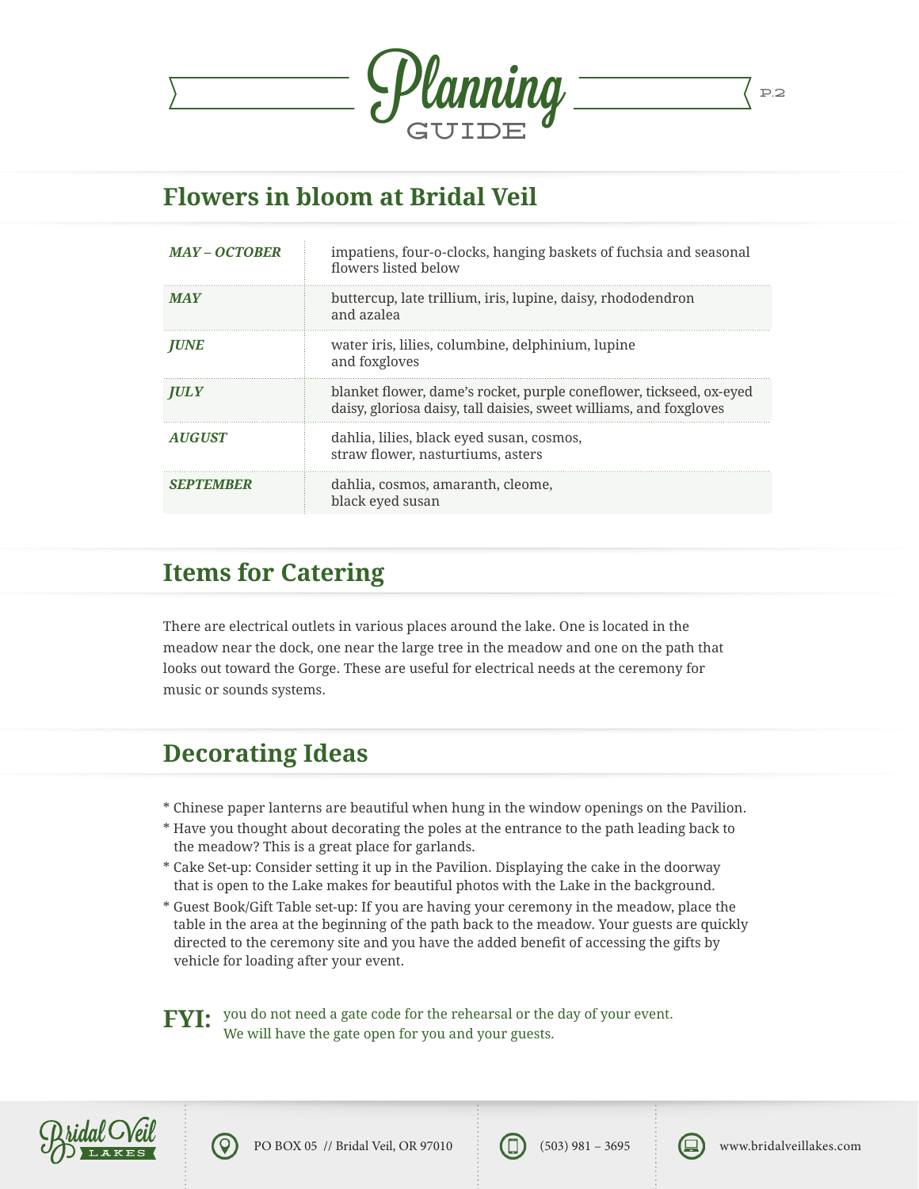# Planning GUIDE

## Flowers in bloom at Bridal Veil

| | |
|---|---|
| ***MAY – OCTOBER*** | impatiens, four-o-clocks, hanging baskets of fuchsia and seasonal flowers listed below |
| ***MAY*** | buttercup, late trillium, iris, lupine, daisy, rhododendron and azalea |
| ***JUNE*** | water iris, lilies, columbine, delphinium, lupine and foxgloves |
| ***JULY*** | blanket flower, dame's rocket, purple coneflower, tickseed, ox-eyed daisy, gloriosa daisy, tall daisies, sweet williams, and foxgloves |
| ***AUGUST*** | dahlia, lilies, black eyed susan, cosmos, straw flower, nasturtiums, asters |
| ***SEPTEMBER*** | dahlia, cosmos, amaranth, cleome, black eyed susan |

## Items for Catering

There are electrical outlets in various places around the lake. One is located in the meadow near the dock, one near the large tree in the meadow and one on the path that looks out toward the Gorge. These are useful for electrical needs at the ceremony for music or sounds systems.

## Decorating Ideas

* Chinese paper lanterns are beautiful when hung in the window openings on the Pavilion.
* Have you thought about decorating the poles at the entrance to the path leading back to the meadow? This is a great place for garlands.
* Cake Set-up: Consider setting it up in the Pavilion. Displaying the cake in the doorway that is open to the Lake makes for beautiful photos with the Lake in the background.
* Guest Book/Gift Table set-up: If you are having your ceremony in the meadow, place the table in the area at the beginning of the path back to the meadow. Your guests are quickly directed to the ceremony site and you have the added benefit of accessing the gifts by vehicle for loading after your event.

**FYI:** you do not need a gate code for the rehearsal or the day of your event. We will have the gate open for you and your guests.

Bridal Veil LAKES

PO BOX 05 // Bridal Veil, OR 97010

(503) 981 – 3695

www.bridalveillakes.com